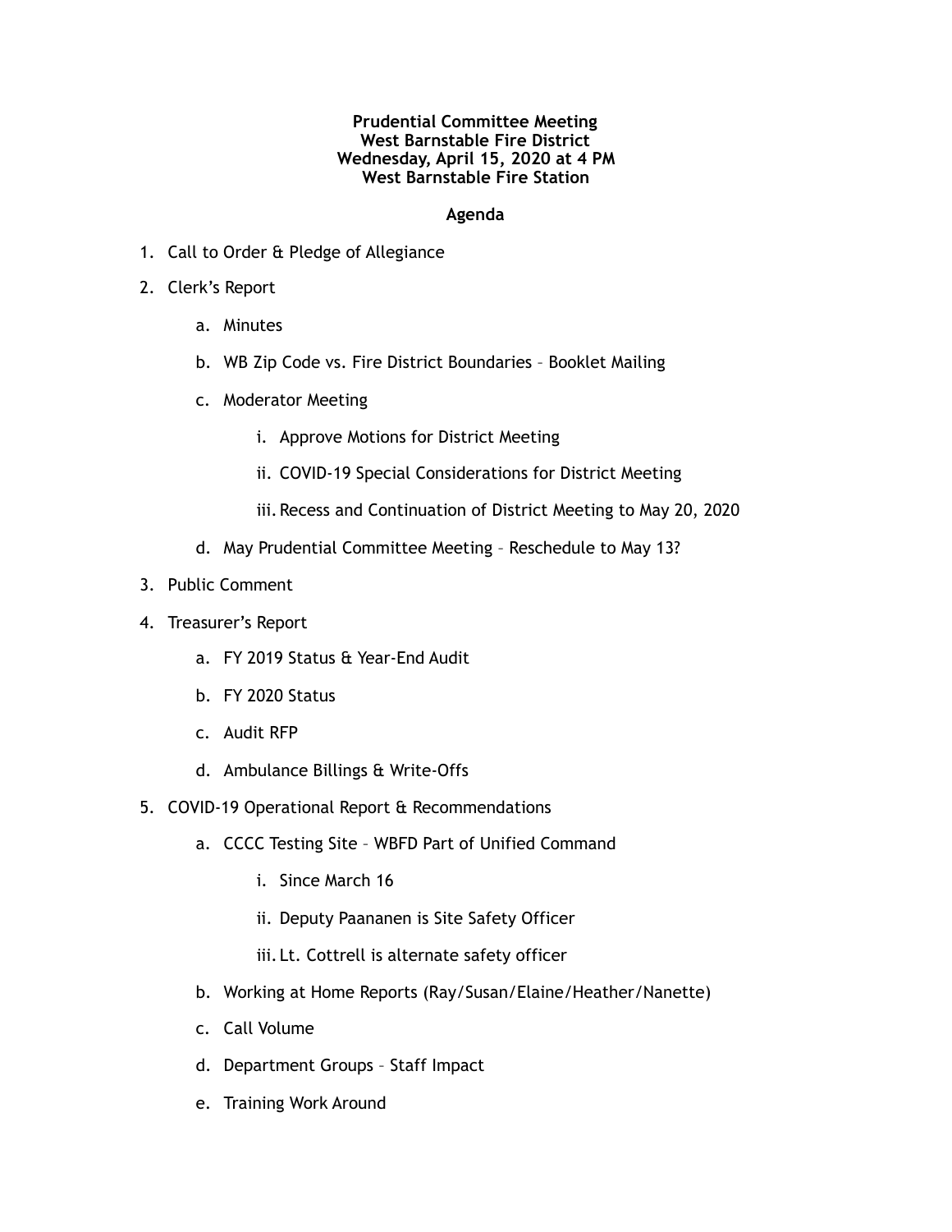**Prudential Committee Meeting**
**West Barnstable Fire District**
**Wednesday, April 15, 2020 at 4 PM**
**West Barnstable Fire Station**

**Agenda**

1. Call to Order & Pledge of Allegiance
2. Clerk's Report
   a. Minutes
   b. WB Zip Code vs. Fire District Boundaries – Booklet Mailing
   c. Moderator Meeting
      i. Approve Motions for District Meeting
      ii. COVID-19 Special Considerations for District Meeting
      iii. Recess and Continuation of District Meeting to May 20, 2020
   d. May Prudential Committee Meeting – Reschedule to May 13?
3. Public Comment
4. Treasurer's Report
   a. FY 2019 Status & Year-End Audit
   b. FY 2020 Status
   c. Audit RFP
   d. Ambulance Billings & Write-Offs
5. COVID-19 Operational Report & Recommendations
   a. CCCC Testing Site – WBFD Part of Unified Command
      i. Since March 16
      ii. Deputy Paananen is Site Safety Officer
      iii. Lt. Cottrell is alternate safety officer
   b. Working at Home Reports (Ray/Susan/Elaine/Heather/Nanette)
   c. Call Volume
   d. Department Groups – Staff Impact
   e. Training Work Around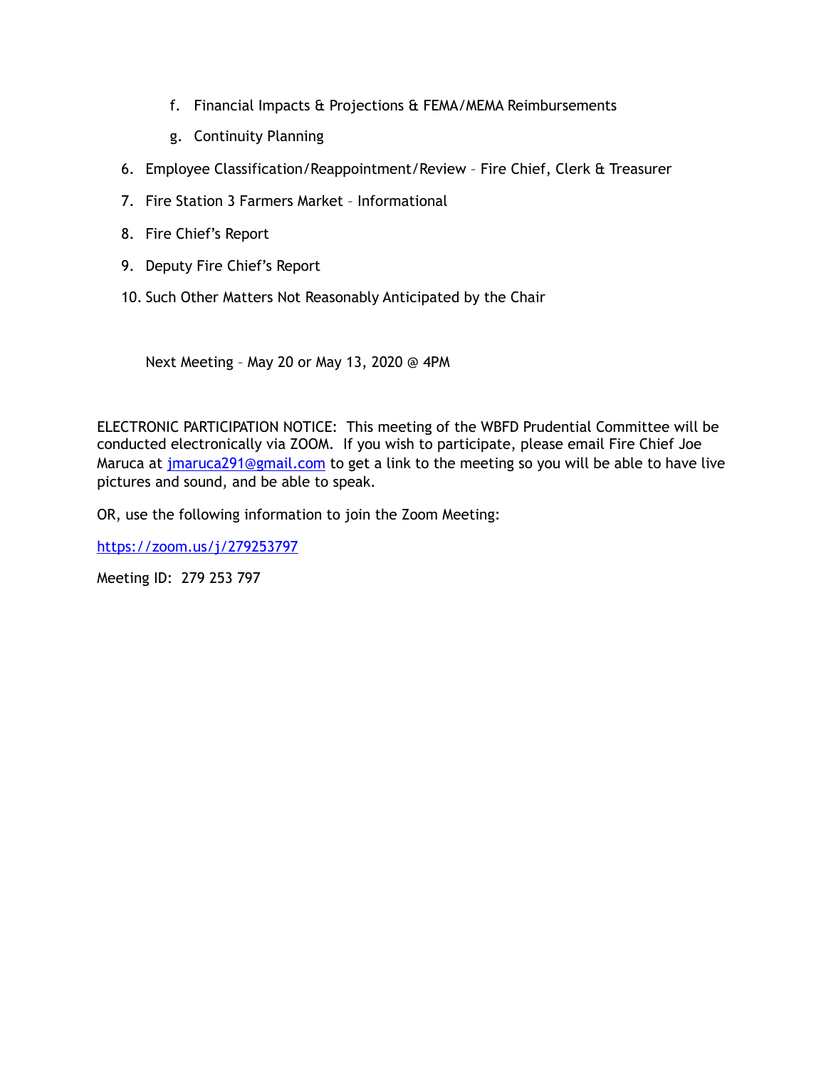f. Financial Impacts & Projections & FEMA/MEMA Reimbursements

   g. Continuity Planning

6. Employee Classification/Reappointment/Review – Fire Chief, Clerk & Treasurer
7. Fire Station 3 Farmers Market – Informational
8. Fire Chief's Report
9. Deputy Fire Chief's Report
10. Such Other Matters Not Reasonably Anticipated by the Chair

Next Meeting – May 20 or May 13, 2020 @ 4PM

ELECTRONIC PARTICIPATION NOTICE: This meeting of the WBFD Prudential Committee will be conducted electronically via ZOOM. If you wish to participate, please email Fire Chief Joe Maruca at jmaruca291@gmail.com to get a link to the meeting so you will be able to have live pictures and sound, and be able to speak.

OR, use the following information to join the Zoom Meeting:

https://zoom.us/j/279253797

Meeting ID: 279 253 797